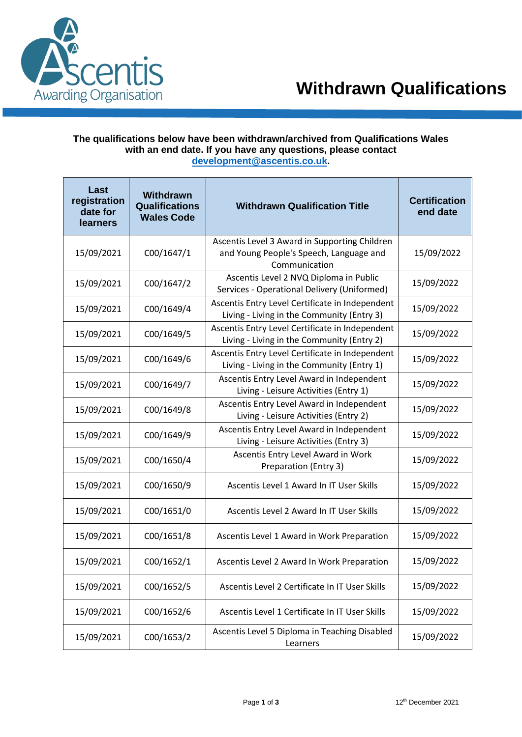Ascentis Awarding Organisation

# Withdrawn Qualifications

**The qualifications below have been withdrawn/archived from Qualifications Wales with an end date. If you have any questions, please contact development@ascentis.co.uk.**

| Last registration date for learners | Withdrawn Qualifications Wales Code | Withdrawn Qualification Title | Certification end date |
|---|---|---|---|
| 15/09/2021 | C00/1647/1 | Ascentis Level 3 Award in Supporting Children and Young People's Speech, Language and Communication | 15/09/2022 |
| 15/09/2021 | C00/1647/2 | Ascentis Level 2 NVQ Diploma in Public Services - Operational Delivery (Uniformed) | 15/09/2022 |
| 15/09/2021 | C00/1649/4 | Ascentis Entry Level Certificate in Independent Living - Living in the Community (Entry 3) | 15/09/2022 |
| 15/09/2021 | C00/1649/5 | Ascentis Entry Level Certificate in Independent Living - Living in the Community (Entry 2) | 15/09/2022 |
| 15/09/2021 | C00/1649/6 | Ascentis Entry Level Certificate in Independent Living - Living in the Community (Entry 1) | 15/09/2022 |
| 15/09/2021 | C00/1649/7 | Ascentis Entry Level Award in Independent Living - Leisure Activities (Entry 1) | 15/09/2022 |
| 15/09/2021 | C00/1649/8 | Ascentis Entry Level Award in Independent Living - Leisure Activities (Entry 2) | 15/09/2022 |
| 15/09/2021 | C00/1649/9 | Ascentis Entry Level Award in Independent Living - Leisure Activities (Entry 3) | 15/09/2022 |
| 15/09/2021 | C00/1650/4 | Ascentis Entry Level Award in Work Preparation (Entry 3) | 15/09/2022 |
| 15/09/2021 | C00/1650/9 | Ascentis Level 1 Award In IT User Skills | 15/09/2022 |
| 15/09/2021 | C00/1651/0 | Ascentis Level 2 Award In IT User Skills | 15/09/2022 |
| 15/09/2021 | C00/1651/8 | Ascentis Level 1 Award in Work Preparation | 15/09/2022 |
| 15/09/2021 | C00/1652/1 | Ascentis Level 2 Award In Work Preparation | 15/09/2022 |
| 15/09/2021 | C00/1652/5 | Ascentis Level 2 Certificate In IT User Skills | 15/09/2022 |
| 15/09/2021 | C00/1652/6 | Ascentis Level 1 Certificate In IT User Skills | 15/09/2022 |
| 15/09/2021 | C00/1653/2 | Ascentis Level 5 Diploma in Teaching Disabled Learners | 15/09/2022 |

12th December 2021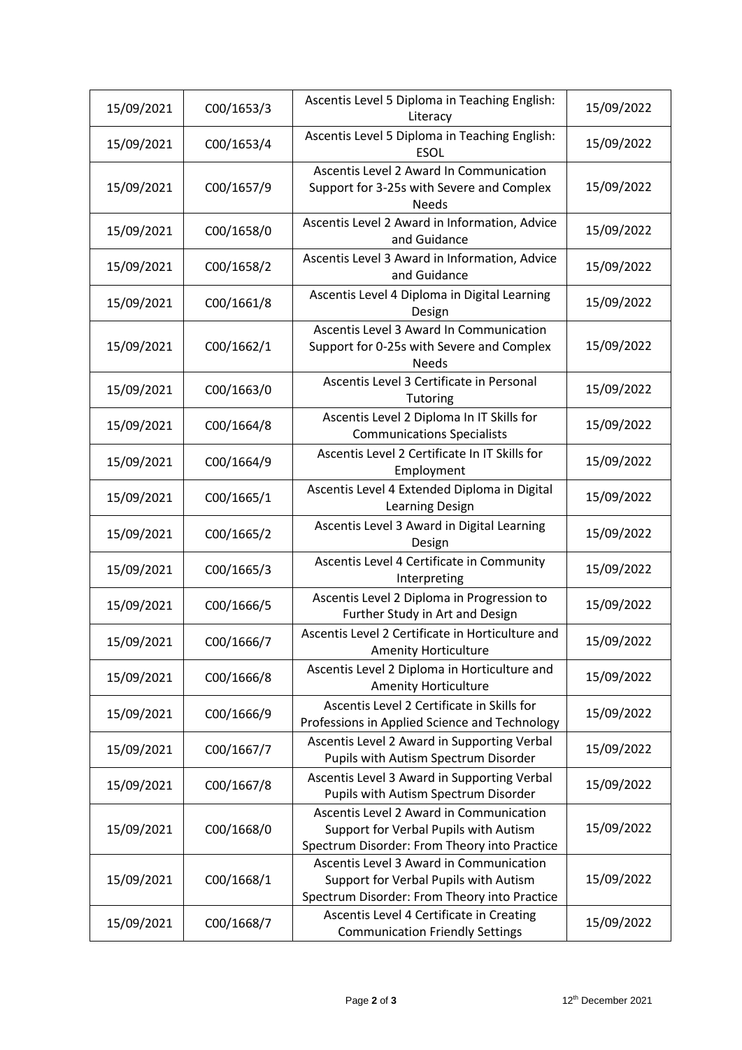| | | | |
|---|---|---|---|
| 15/09/2021 | C00/1653/3 | Ascentis Level 5 Diploma in Teaching English: Literacy | 15/09/2022 |
| 15/09/2021 | C00/1653/4 | Ascentis Level 5 Diploma in Teaching English: ESOL | 15/09/2022 |
| 15/09/2021 | C00/1657/9 | Ascentis Level 2 Award In Communication Support for 3-25s with Severe and Complex Needs | 15/09/2022 |
| 15/09/2021 | C00/1658/0 | Ascentis Level 2 Award in Information, Advice and Guidance | 15/09/2022 |
| 15/09/2021 | C00/1658/2 | Ascentis Level 3 Award in Information, Advice and Guidance | 15/09/2022 |
| 15/09/2021 | C00/1661/8 | Ascentis Level 4 Diploma in Digital Learning Design | 15/09/2022 |
| 15/09/2021 | C00/1662/1 | Ascentis Level 3 Award In Communication Support for 0-25s with Severe and Complex Needs | 15/09/2022 |
| 15/09/2021 | C00/1663/0 | Ascentis Level 3 Certificate in Personal Tutoring | 15/09/2022 |
| 15/09/2021 | C00/1664/8 | Ascentis Level 2 Diploma In IT Skills for Communications Specialists | 15/09/2022 |
| 15/09/2021 | C00/1664/9 | Ascentis Level 2 Certificate In IT Skills for Employment | 15/09/2022 |
| 15/09/2021 | C00/1665/1 | Ascentis Level 4 Extended Diploma in Digital Learning Design | 15/09/2022 |
| 15/09/2021 | C00/1665/2 | Ascentis Level 3 Award in Digital Learning Design | 15/09/2022 |
| 15/09/2021 | C00/1665/3 | Ascentis Level 4 Certificate in Community Interpreting | 15/09/2022 |
| 15/09/2021 | C00/1666/5 | Ascentis Level 2 Diploma in Progression to Further Study in Art and Design | 15/09/2022 |
| 15/09/2021 | C00/1666/7 | Ascentis Level 2 Certificate in Horticulture and Amenity Horticulture | 15/09/2022 |
| 15/09/2021 | C00/1666/8 | Ascentis Level 2 Diploma in Horticulture and Amenity Horticulture | 15/09/2022 |
| 15/09/2021 | C00/1666/9 | Ascentis Level 2 Certificate in Skills for Professions in Applied Science and Technology | 15/09/2022 |
| 15/09/2021 | C00/1667/7 | Ascentis Level 2 Award in Supporting Verbal Pupils with Autism Spectrum Disorder | 15/09/2022 |
| 15/09/2021 | C00/1667/8 | Ascentis Level 3 Award in Supporting Verbal Pupils with Autism Spectrum Disorder | 15/09/2022 |
| 15/09/2021 | C00/1668/0 | Ascentis Level 2 Award in Communication Support for Verbal Pupils with Autism Spectrum Disorder: From Theory into Practice | 15/09/2022 |
| 15/09/2021 | C00/1668/1 | Ascentis Level 3 Award in Communication Support for Verbal Pupils with Autism Spectrum Disorder: From Theory into Practice | 15/09/2022 |
| 15/09/2021 | C00/1668/7 | Ascentis Level 4 Certificate in Creating Communication Friendly Settings | 15/09/2022 |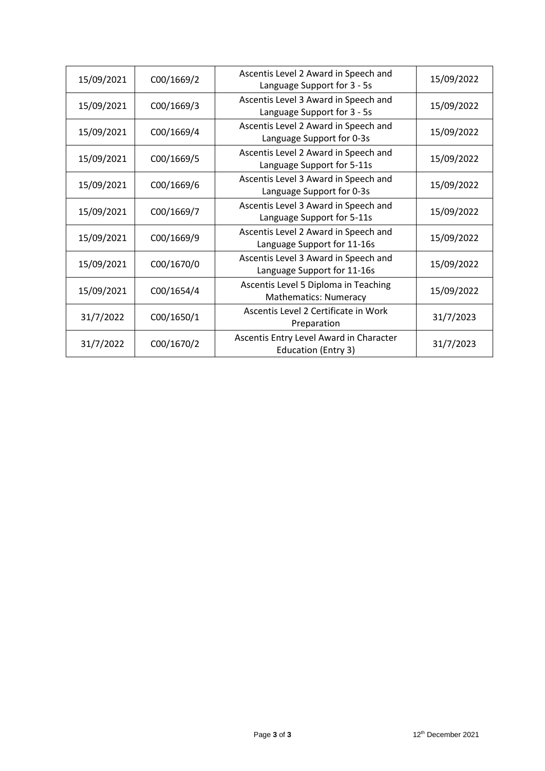| | | | |
|---|---|---|---|
| 15/09/2021 | C00/1669/2 | Ascentis Level 2 Award in Speech and Language Support for 3 - 5s | 15/09/2022 |
| 15/09/2021 | C00/1669/3 | Ascentis Level 3 Award in Speech and Language Support for 3 - 5s | 15/09/2022 |
| 15/09/2021 | C00/1669/4 | Ascentis Level 2 Award in Speech and Language Support for 0-3s | 15/09/2022 |
| 15/09/2021 | C00/1669/5 | Ascentis Level 2 Award in Speech and Language Support for 5-11s | 15/09/2022 |
| 15/09/2021 | C00/1669/6 | Ascentis Level 3 Award in Speech and Language Support for 0-3s | 15/09/2022 |
| 15/09/2021 | C00/1669/7 | Ascentis Level 3 Award in Speech and Language Support for 5-11s | 15/09/2022 |
| 15/09/2021 | C00/1669/9 | Ascentis Level 2 Award in Speech and Language Support for 11-16s | 15/09/2022 |
| 15/09/2021 | C00/1670/0 | Ascentis Level 3 Award in Speech and Language Support for 11-16s | 15/09/2022 |
| 15/09/2021 | C00/1654/4 | Ascentis Level 5 Diploma in Teaching Mathematics: Numeracy | 15/09/2022 |
| 31/7/2022 | C00/1650/1 | Ascentis Level 2 Certificate in Work Preparation | 31/7/2023 |
| 31/7/2022 | C00/1670/2 | Ascentis Entry Level Award in Character Education (Entry 3) | 31/7/2023 |

12th December 2021